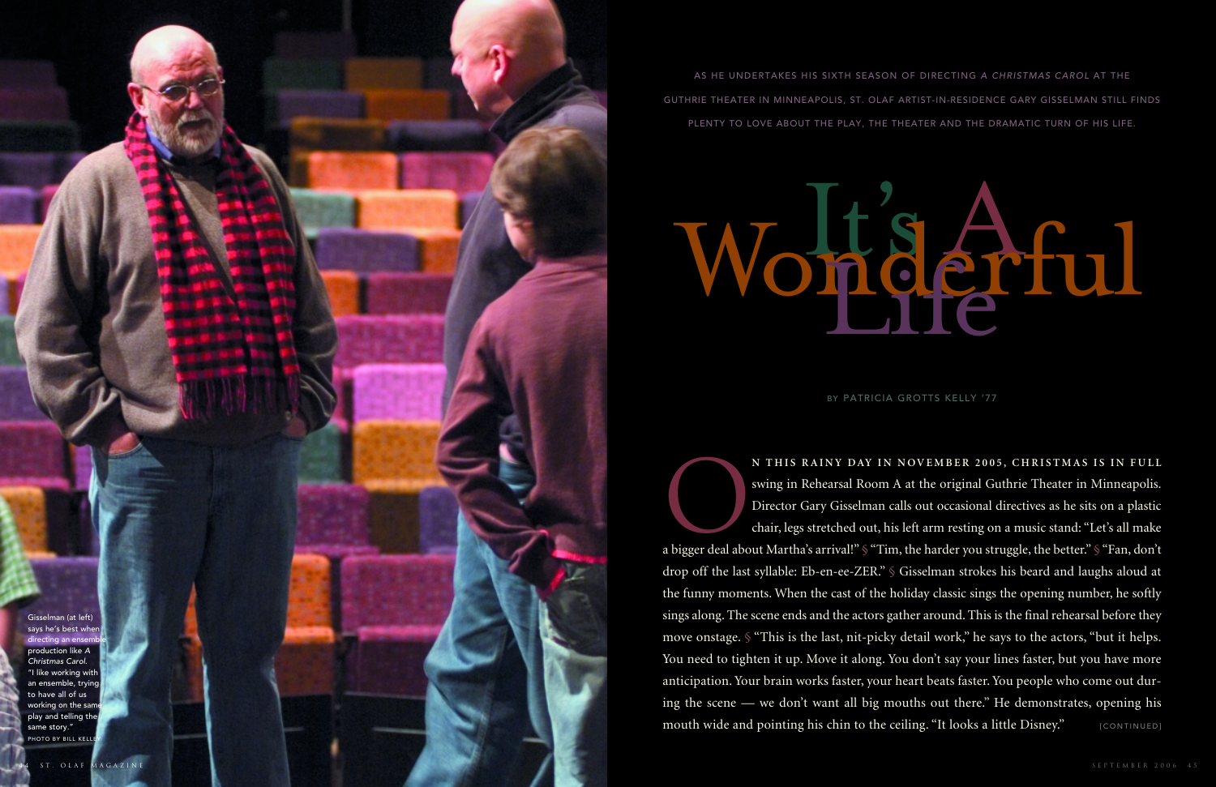Gisselman (at left) says he's best when directing an ensemble production like *A Christmas Carol*. "I like working with an ensemble, trying to have all of us working on the same play and telling the same story."
PHOTO BY BILL KELLEY

AS HE UNDERTAKES HIS SIXTH SEASON OF DIRECTING *A CHRISTMAS CAROL* AT THE GUTHRIE THEATER IN MINNEAPOLIS, ST. OLAF ARTIST-IN-RESIDENCE GARY GISSELMAN STILL FINDS PLENTY TO LOVE ABOUT THE PLAY, THE THEATER AND THE DRAMATIC TURN OF HIS LIFE.

# It's A Wonderful Life

BY PATRICIA GROTTS KELLY '77

ON THIS RAINY DAY IN NOVEMBER 2005, CHRISTMAS IS IN FULL swing in Rehearsal Room A at the original Guthrie Theater in Minneapolis. Director Gary Gisselman calls out occasional directives as he sits on a plastic chair, legs stretched out, his left arm resting on a music stand: "Let's all make a bigger deal about Martha's arrival!" § "Tim, the harder you struggle, the better." § "Fan, don't drop off the last syllable: Eb-en-ee-ZER." § Gisselman strokes his beard and laughs aloud at the funny moments. When the cast of the holiday classic sings the opening number, he softly sings along. The scene ends and the actors gather around. This is the final rehearsal before they move onstage. § "This is the last, nit-picky detail work," he says to the actors, "but it helps. You need to tighten it up. Move it along. You don't say your lines faster, but you have more anticipation. Your brain works faster, your heart beats faster. You people who come out during the scene — we don't want all big mouths out there." He demonstrates, opening his mouth wide and pointing his chin to the ceiling. "It looks a little Disney."

[CONTINUED]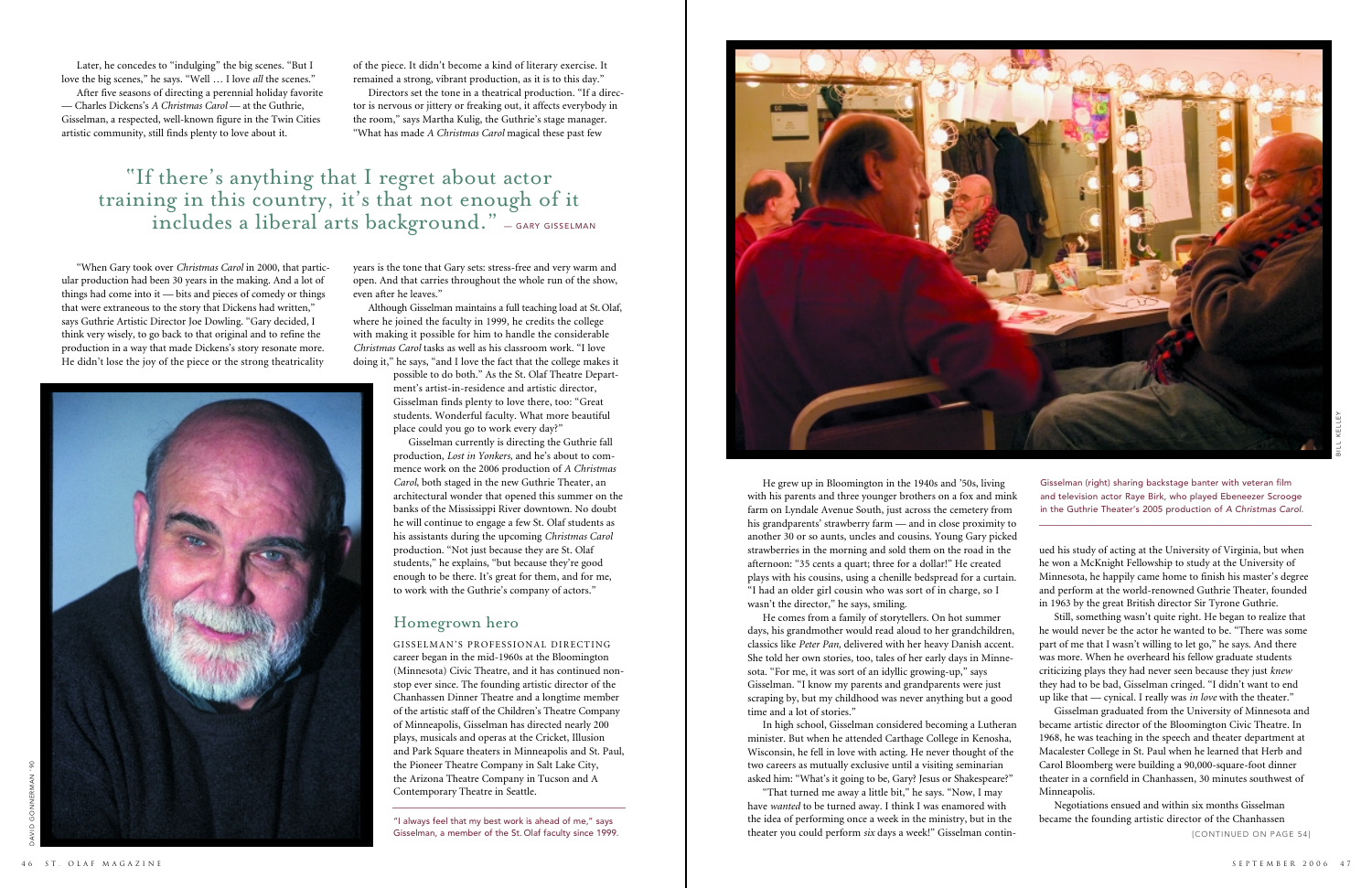Later, he concedes to "indulging" the big scenes. "But I love the big scenes," he says. "Well … I love *all* the scenes."

After five seasons of directing a perennial holiday favorite — Charles Dickens's *A Christmas Carol* — at the Guthrie, Gisselman, a respected, well-known figure in the Twin Cities artistic community, still finds plenty to love about it.

"When Gary took over *Christmas Carol* in 2000, that particular production had been 30 years in the making. And a lot of things had come into it — bits and pieces of comedy or things that were extraneous to the story that Dickens had written," says Guthrie Artistic Director Joe Dowling. "Gary decided, I think very wisely, to go back to that original and to refine the production in a way that made Dickens's story resonate more. He didn't lose the joy of the piece or the strong theatricality of the piece. It didn't become a kind of literary exercise. It remained a strong, vibrant production, as it is to this day."

Directors set the tone in a theatrical production. "If a director is nervous or jittery or freaking out, it affects everybody in the room," says Martha Kulig, the Guthrie's stage manager. "What has made *A Christmas Carol* magical these past few years is the tone that Gary sets: stress-free and very warm and open. And that carries throughout the whole run of the show, even after he leaves."

> "If there's anything that I regret about actor training in this country, it's that not enough of it includes a liberal arts background." — GARY GISSELMAN

Although Gisselman maintains a full teaching load at St. Olaf, where he joined the faculty in 1999, he credits the college with making it possible for him to handle the considerable *Christmas Carol* tasks as well as his classroom work. "I love doing it," he says, "and I love the fact that the college makes it possible to do both." As the St. Olaf Theatre Department's artist-in-residence and artistic director, Gisselman finds plenty to love there, too: "Great students. Wonderful faculty. What more beautiful place could you go to work every day?"

Gisselman currently is directing the Guthrie fall production, *Lost in Yonkers,* and he's about to commence work on the 2006 production of *A Christmas Carol*, both staged in the new Guthrie Theater, an architectural wonder that opened this summer on the banks of the Mississippi River downtown. No doubt he will continue to engage a few St. Olaf students as his assistants during the upcoming *Christmas Carol* production. "Not just because they are St. Olaf students," he explains, "but because they're good enough to be there. It's great for them, and for me, to work with the Guthrie's company of actors."

"I always feel that my best work is ahead of me," says Gisselman, a member of the St. Olaf faculty since 1999.

## Homegrown hero

GISSELMAN'S PROFESSIONAL DIRECTING career began in the mid-1960s at the Bloomington (Minnesota) Civic Theatre, and it has continued nonstop ever since. The founding artistic director of the Chanhassen Dinner Theatre and a longtime member of the artistic staff of the Children's Theatre Company of Minneapolis, Gisselman has directed nearly 200 plays, musicals and operas at the Cricket, Illusion and Park Square theaters in Minneapolis and St. Paul, the Pioneer Theatre Company in Salt Lake City, the Arizona Theatre Company in Tucson and A Contemporary Theatre in Seattle.

Gisselman (right) sharing backstage banter with veteran film and television actor Raye Birk, who played Ebeneezer Scrooge in the Guthrie Theater's 2005 production of *A Christmas Carol.*

He grew up in Bloomington in the 1940s and '50s, living with his parents and three younger brothers on a fox and mink farm on Lyndale Avenue South, just across the cemetery from his grandparents' strawberry farm — and in close proximity to another 30 or so aunts, uncles and cousins. Young Gary picked strawberries in the morning and sold them on the road in the afternoon: "35 cents a quart; three for a dollar!" He created plays with his cousins, using a chenille bedspread for a curtain. "I had an older girl cousin who was sort of in charge, so I wasn't the director," he says, smiling.

He comes from a family of storytellers. On hot summer days, his grandmother would read aloud to her grandchildren, classics like *Peter Pan,* delivered with her heavy Danish accent. She told her own stories, too, tales of her early days in Minnesota. "For me, it was sort of an idyllic growing-up," says Gisselman. "I know my parents and grandparents were just scraping by, but my childhood was never anything but a good time and a lot of stories."

In high school, Gisselman considered becoming a Lutheran minister. But when he attended Carthage College in Kenosha, Wisconsin, he fell in love with acting. He never thought of the two careers as mutually exclusive until a visiting seminarian asked him: "What's it going to be, Gary? Jesus or Shakespeare?"

"That turned me away a little bit," he says. "Now, I may have *wanted* to be turned away. I think I was enamored with the idea of performing once a week in the ministry, but in the theater you could perform *six* days a week!" Gisselman continued his study of acting at the University of Virginia, but when he won a McKnight Fellowship to study at the University of Minnesota, he happily came home to finish his master's degree and perform at the world-renowned Guthrie Theater, founded in 1963 by the great British director Sir Tyrone Guthrie.

Still, something wasn't quite right. He began to realize that he would never be the actor he wanted to be. "There was some part of me that I wasn't willing to let go," he says. And there was more. When he overheard his fellow graduate students criticizing plays they had never seen because they just *knew* they had to be bad, Gisselman cringed. "I didn't want to end up like that — cynical. I really was *in love* with the theater."

Gisselman graduated from the University of Minnesota and became artistic director of the Bloomington Civic Theatre. In 1968, he was teaching in the speech and theater department at Macalester College in St. Paul when he learned that Herb and Carol Bloomberg were building a 90,000-square-foot dinner theater in a cornfield in Chanhassen, 30 minutes southwest of Minneapolis.

Negotiations ensued and within six months Gisselman became the founding artistic director of the Chanhassen

[CONTINUED ON PAGE 54]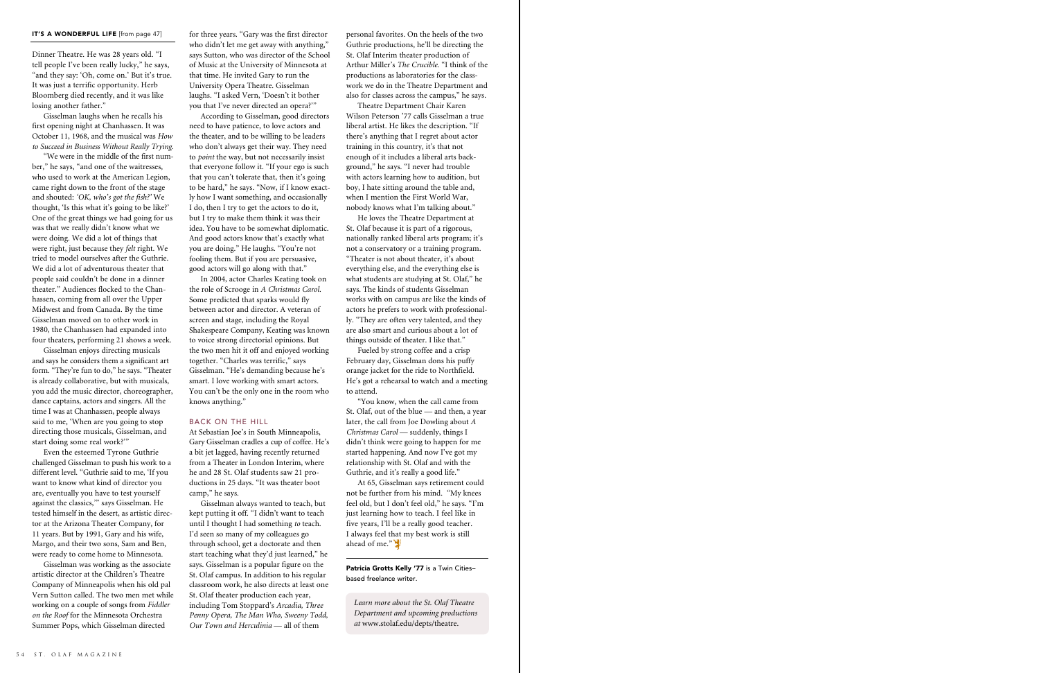**IT'S A WONDERFUL LIFE** [from page 47]

Dinner Theatre. He was 28 years old. "I tell people I've been really lucky," he says, "and they say: 'Oh, come on.' But it's true. It was just a terrific opportunity. Herb Bloomberg died recently, and it was like losing another father."

Gisselman laughs when he recalls his first opening night at Chanhassen. It was October 11, 1968, and the musical was *How to Succeed in Business Without Really Trying.*

"We were in the middle of the first number," he says, "and one of the waitresses, who used to work at the American Legion, came right down to the front of the stage and shouted: *'OK, who's got the fish?'* We thought, 'Is this what it's going to be like?' One of the great things we had going for us was that we really didn't know what we were doing. We did a lot of things that were right, just because they *felt* right. We tried to model ourselves after the Guthrie. We did a lot of adventurous theater that people said couldn't be done in a dinner theater." Audiences flocked to the Chanhassen, coming from all over the Upper Midwest and from Canada. By the time Gisselman moved on to other work in 1980, the Chanhassen had expanded into four theaters, performing 21 shows a week.

Gisselman enjoys directing musicals and says he considers them a significant art form. "They're fun to do," he says. "Theater is already collaborative, but with musicals, you add the music director, choreographer, dance captains, actors and singers. All the time I was at Chanhassen, people always said to me, 'When are you going to stop directing those musicals, Gisselman, and start doing some real work?'"

Even the esteemed Tyrone Guthrie challenged Gisselman to push his work to a different level. "Guthrie said to me, 'If you want to know what kind of director you are, eventually you have to test yourself against the classics,'" says Gisselman. He tested himself in the desert, as artistic director at the Arizona Theater Company, for 11 years. But by 1991, Gary and his wife, Margo, and their two sons, Sam and Ben, were ready to come home to Minnesota.

Gisselman was working as the associate artistic director at the Children's Theatre Company of Minneapolis when his old pal Vern Sutton called. The two men met while working on a couple of songs from *Fiddler on the Roof* for the Minnesota Orchestra Summer Pops, which Gisselman directed for three years. "Gary was the first director who didn't let me get away with anything," says Sutton, who was director of the School of Music at the University of Minnesota at that time. He invited Gary to run the University Opera Theatre. Gisselman laughs. "I asked Vern, 'Doesn't it bother you that I've never directed an opera?'"

According to Gisselman, good directors need to have patience, to love actors and the theater, and to be willing to be leaders who don't always get their way. They need to *point* the way, but not necessarily insist that everyone follow it. "If your ego is such that you can't tolerate that, then it's going to be hard," he says. "Now, if I know exactly how I want something, and occasionally I do, then I try to get the actors to do it, but I try to make them think it was their idea. You have to be somewhat diplomatic. And good actors know that's exactly what you are doing." He laughs. "You're not fooling them. But if you are persuasive, good actors will go along with that."

In 2004, actor Charles Keating took on the role of Scrooge in *A Christmas Carol.* Some predicted that sparks would fly between actor and director. A veteran of screen and stage, including the Royal Shakespeare Company, Keating was known to voice strong directorial opinions. But the two men hit it off and enjoyed working together. "Charles was terrific," says Gisselman. "He's demanding because he's smart. I love working with smart actors. You can't be the only one in the room who knows anything."

## BACK ON THE HILL

At Sebastian Joe's in South Minneapolis, Gary Gisselman cradles a cup of coffee. He's a bit jet lagged, having recently returned from a Theater in London Interim, where he and 28 St. Olaf students saw 21 productions in 25 days. "It was theater boot camp," he says.

Gisselman always wanted to teach, but kept putting it off. "I didn't want to teach until I thought I had something *to* teach. I'd seen so many of my colleagues go through school, get a doctorate and then start teaching what they'd just learned," he says. Gisselman is a popular figure on the St. Olaf campus. In addition to his regular classroom work, he also directs at least one St. Olaf theater production each year, including Tom Stoppard's *Arcadia, Three Penny Opera, The Man Who, Sweeny Todd, Our Town and Herculinia* — all of them personal favorites. On the heels of the two Guthrie productions, he'll be directing the St. Olaf Interim theater production of Arthur Miller's *The Crucible.* "I think of the productions as laboratories for the classwork we do in the Theatre Department and also for classes across the campus," he says.

Theatre Department Chair Karen Wilson Peterson '77 calls Gisselman a true liberal artist. He likes the description. "If there's anything that I regret about actor training in this country, it's that not enough of it includes a liberal arts background," he says. "I never had trouble with actors learning how to audition, but boy, I hate sitting around the table and, when I mention the First World War, nobody knows what I'm talking about."

He loves the Theatre Department at St. Olaf because it is part of a rigorous, nationally ranked liberal arts program; it's not a conservatory or a training program. "Theater is not about theater, it's about everything else, and the everything else is what students are studying at St. Olaf," he says. The kinds of students Gisselman works with on campus are like the kinds of actors he prefers to work with professionally. "They are often very talented, and they are also smart and curious about a lot of things outside of theater. I like that."

Fueled by strong coffee and a crisp February day, Gisselman dons his puffy orange jacket for the ride to Northfield. He's got a rehearsal to watch and a meeting to attend.

"You know, when the call came from St. Olaf, out of the blue — and then, a year later, the call from Joe Dowling about *A Christmas Carol* — suddenly, things I didn't think were going to happen for me started happening. And now I've got my relationship with St. Olaf and with the Guthrie, and it's really a good life."

At 65, Gisselman says retirement could not be further from his mind. "My knees feel old, but I don't feel old," he says. "I'm just learning how to teach. I feel like in five years, I'll be a really good teacher. I always feel that my best work is still ahead of me."

**Patricia Grotts Kelly '77** is a Twin Cities–based freelance writer.

*Learn more about the St. Olaf Theatre Department and upcoming productions at* www.stolaf.edu/depts/theatre.